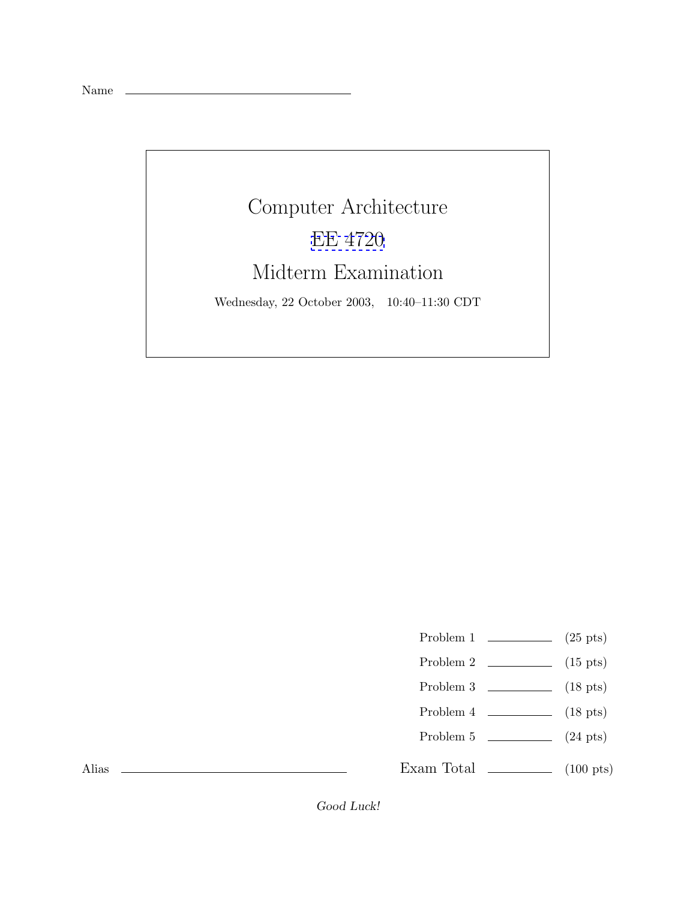Name ______________________________

# Computer Architecture

## EE 4720

## Midterm Examination

Wednesday, 22 October 2003, 10:40–11:30 CDT

| | | |
|---|---|---|
| Problem 1 | ________ | (25 pts) |
| Problem 2 | ________ | (15 pts) |
| Problem 3 | ________ | (18 pts) |
| Problem 4 | ________ | (18 pts) |
| Problem 5 | ________ | (24 pts) |
| Exam Total | ________ | (100 pts) |

Alias ______________________________

*Good Luck!*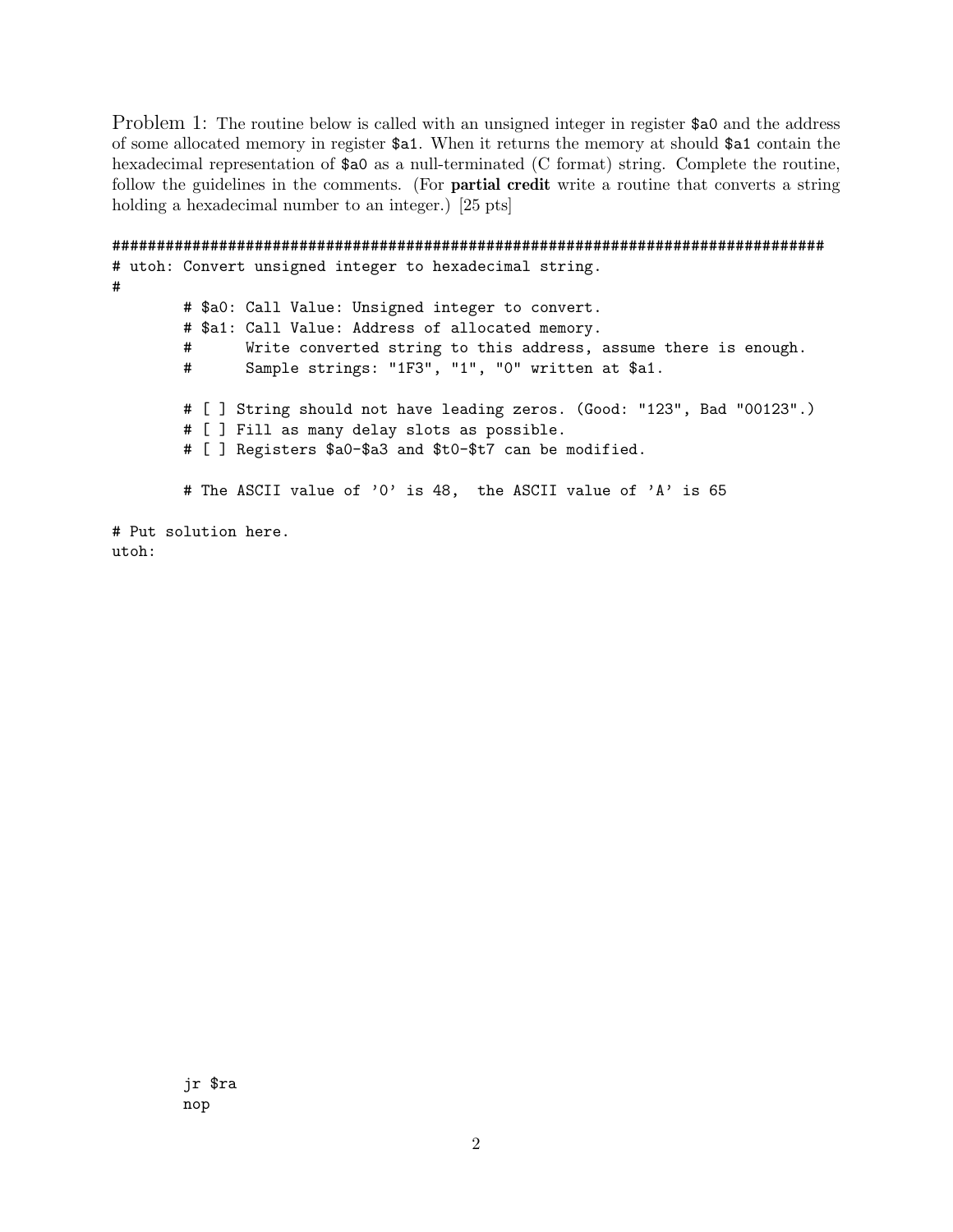Problem 1: The routine below is called with an unsigned integer in register `$a0` and the address of some allocated memory in register `$a1`. When it returns the memory at should `$a1` contain the hexadecimal representation of `$a0` as a null-terminated (C format) string. Complete the routine, follow the guidelines in the comments. (For **partial credit** write a routine that converts a string holding a hexadecimal number to an integer.) [25 pts]

```
################################################################################
# utoh: Convert unsigned integer to hexadecimal string.
#
        # $a0: Call Value: Unsigned integer to convert.
        # $a1: Call Value: Address of allocated memory.
        #      Write converted string to this address, assume there is enough.
        #      Sample strings: "1F3", "1", "0" written at $a1.

        # [ ] String should not have leading zeros. (Good: "123", Bad "00123".)
        # [ ] Fill as many delay slots as possible.
        # [ ] Registers $a0-$a3 and $t0-$t7 can be modified.

        # The ASCII value of '0' is 48,  the ASCII value of 'A' is 65

# Put solution here.
utoh:


        jr $ra
        nop
```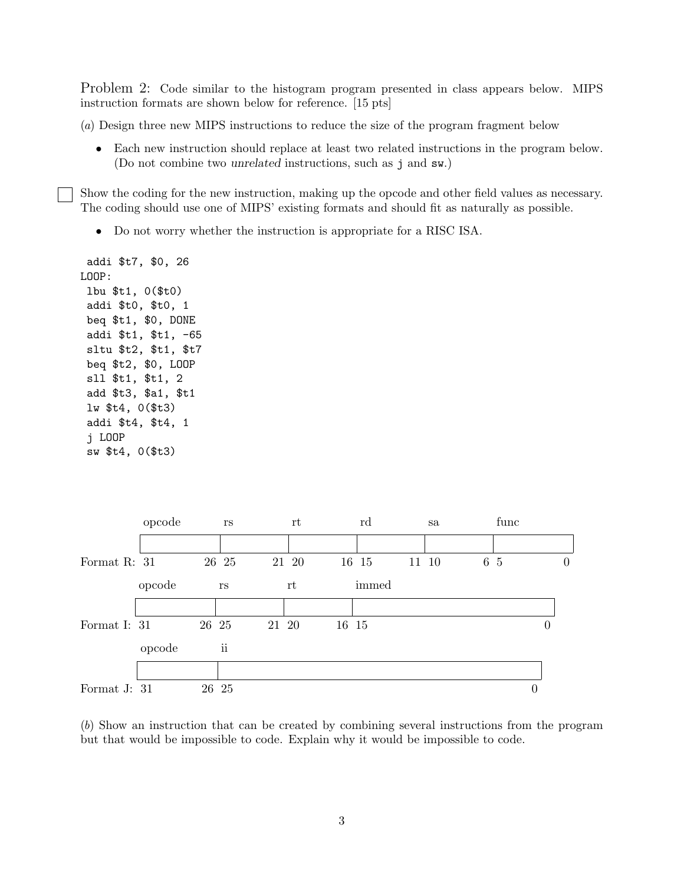Problem 2: Code similar to the histogram program presented in class appears below. MIPS instruction formats are shown below for reference. [15 pts]

(*a*) Design three new MIPS instructions to reduce the size of the program fragment below

- Each new instruction should replace at least two related instructions in the program below. (Do not combine two *unrelated* instructions, such as j and sw.)

☐ Show the coding for the new instruction, making up the opcode and other field values as necessary. The coding should use one of MIPS' existing formats and should fit as naturally as possible.

- Do not worry whether the instruction is appropriate for a RISC ISA.

```
 addi $t7, $0, 26
LOOP:
 lbu $t1, 0($t0)
 addi $t0, $t0, 1
 beq $t1, $0, DONE
 addi $t1, $t1, -65
 sltu $t2, $t1, $t7
 beq $t2, $0, LOOP
 sll $t1, $t1, 2
 add $t3, $a1, $t1
 lw $t4, 0($t3)
 addi $t4, $t4, 1
 j LOOP
 sw $t4, 0($t3)
```

Format R:

| opcode | rs | rt | rd | sa | func |
| --- | --- | --- | --- | --- | --- |
| 31 26 | 25 21 | 20 16 | 15 11 | 10 6 | 5 0 |

Format I:

| opcode | rs | rt | immed |
| --- | --- | --- | --- |
| 31 26 | 25 21 | 20 16 | 15 0 |

Format J:

| opcode | ii |
| --- | --- |
| 31 26 | 25 0 |

(*b*) Show an instruction that can be created by combining several instructions from the program but that would be impossible to code. Explain why it would be impossible to code.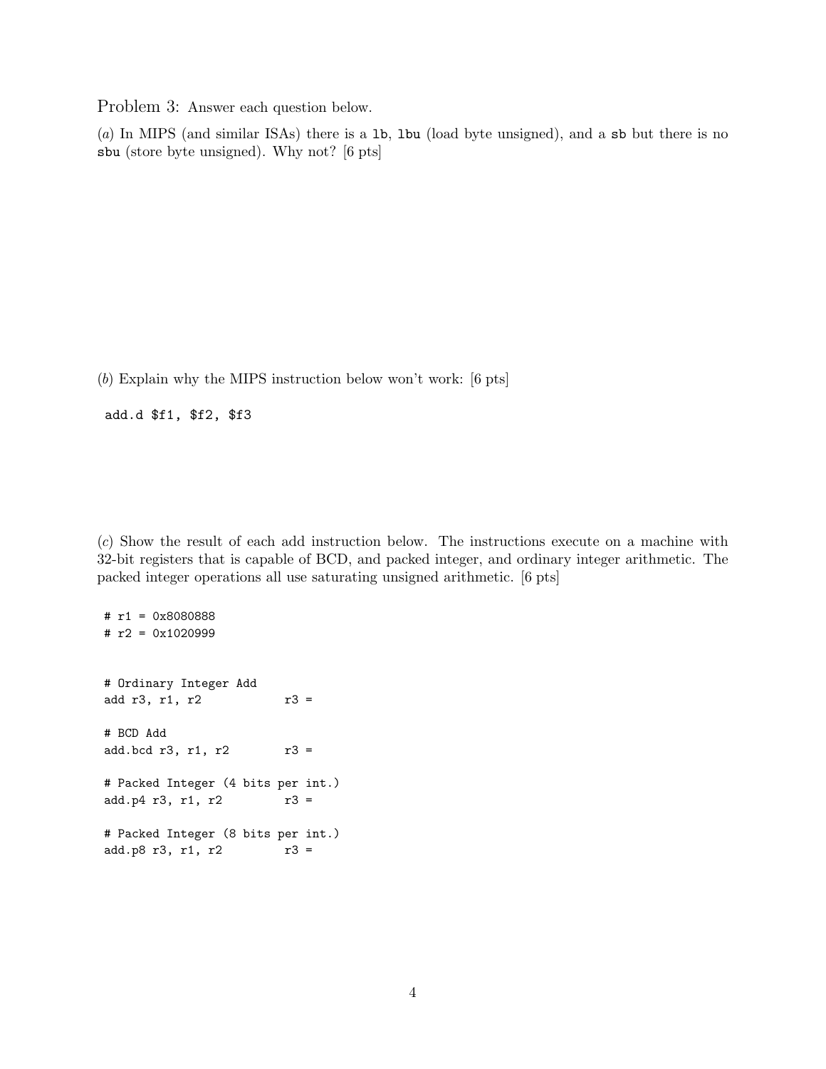Problem 3: Answer each question below.

(*a*) In MIPS (and similar ISAs) there is a `lb`, `lbu` (load byte unsigned), and a `sb` but there is no `sbu` (store byte unsigned). Why not? [6 pts]

(*b*) Explain why the MIPS instruction below won't work: [6 pts]

```
add.d $f1, $f2, $f3
```

(*c*) Show the result of each add instruction below. The instructions execute on a machine with 32-bit registers that is capable of BCD, and packed integer, and ordinary integer arithmetic. The packed integer operations all use saturating unsigned arithmetic. [6 pts]

```
# r1 = 0x8080888
# r2 = 0x1020999


# Ordinary Integer Add
add r3, r1, r2           r3 =

# BCD Add
add.bcd r3, r1, r2       r3 =

# Packed Integer (4 bits per int.)
add.p4 r3, r1, r2        r3 =

# Packed Integer (8 bits per int.)
add.p8 r3, r1, r2        r3 =
```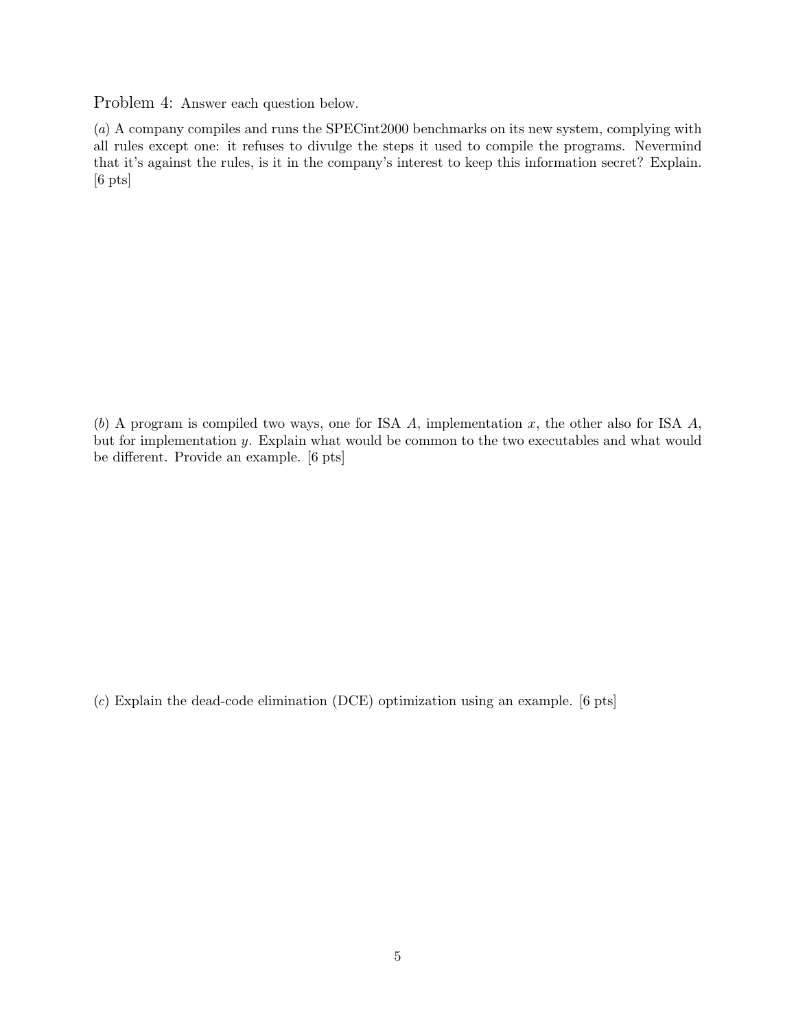Problem 4: Answer each question below.

(*a*) A company compiles and runs the SPECint2000 benchmarks on its new system, complying with all rules except one: it refuses to divulge the steps it used to compile the programs. Nevermind that it's against the rules, is it in the company's interest to keep this information secret? Explain. [6 pts]

(*b*) A program is compiled two ways, one for ISA $A$, implementation $x$, the other also for ISA $A$, but for implementation $y$. Explain what would be common to the two executables and what would be different. Provide an example. [6 pts]

(*c*) Explain the dead-code elimination (DCE) optimization using an example. [6 pts]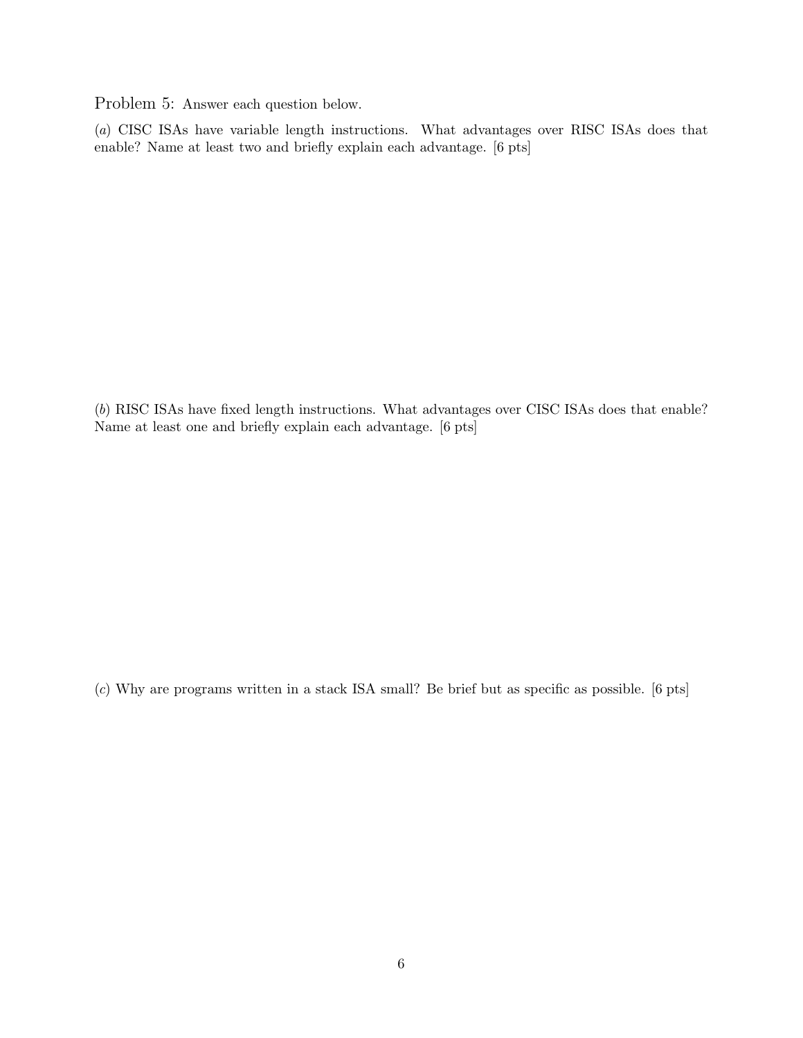Problem 5: Answer each question below.

(*a*) CISC ISAs have variable length instructions. What advantages over RISC ISAs does that enable? Name at least two and briefly explain each advantage. [6 pts]

(*b*) RISC ISAs have fixed length instructions. What advantages over CISC ISAs does that enable? Name at least one and briefly explain each advantage. [6 pts]

(*c*) Why are programs written in a stack ISA small? Be brief but as specific as possible. [6 pts]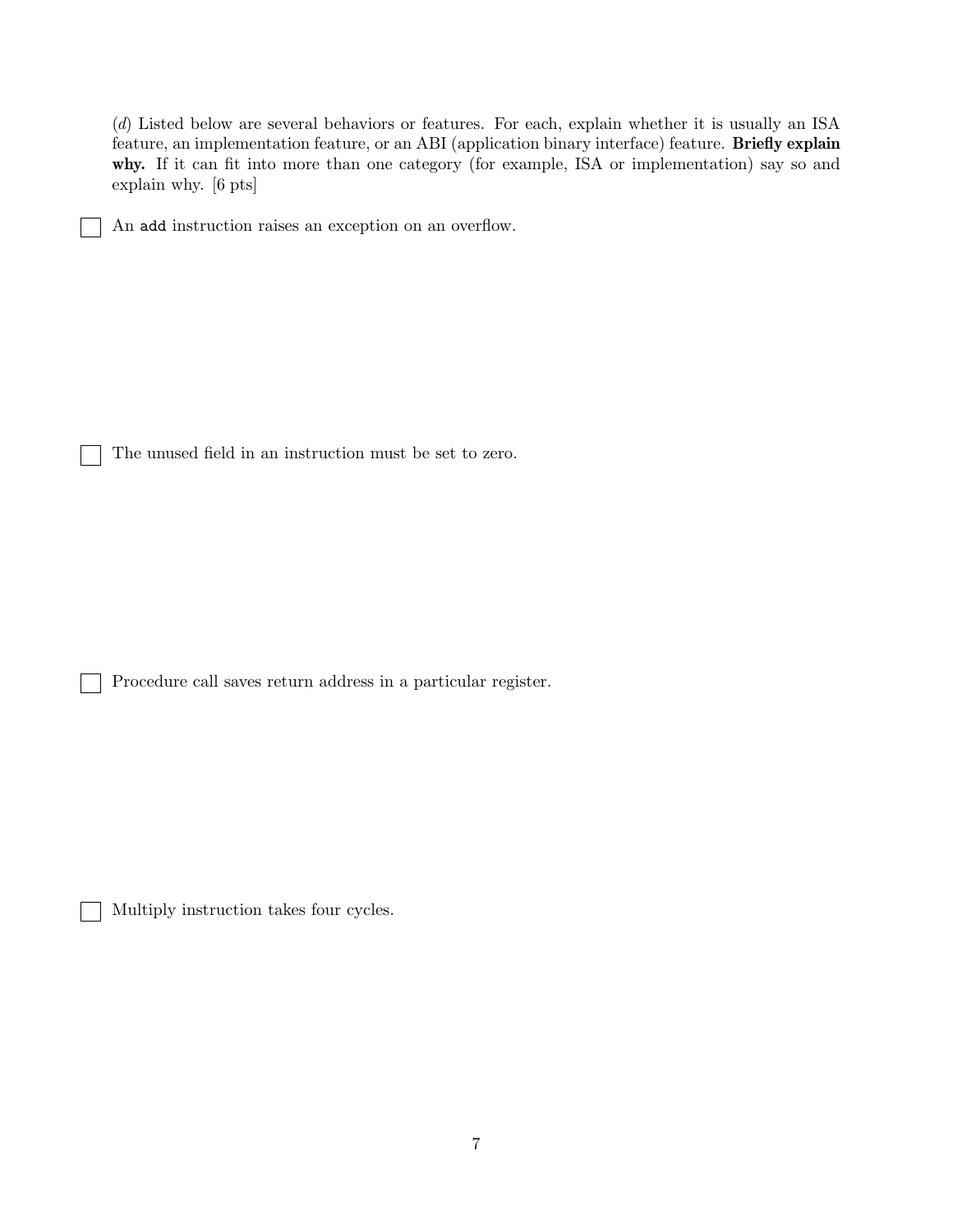(*d*) Listed below are several behaviors or features. For each, explain whether it is usually an ISA feature, an implementation feature, or an ABI (application binary interface) feature. **Briefly explain why.** If it can fit into more than one category (for example, ISA or implementation) say so and explain why. [6 pts]

☐ An `add` instruction raises an exception on an overflow.

☐ The unused field in an instruction must be set to zero.

☐ Procedure call saves return address in a particular register.

☐ Multiply instruction takes four cycles.